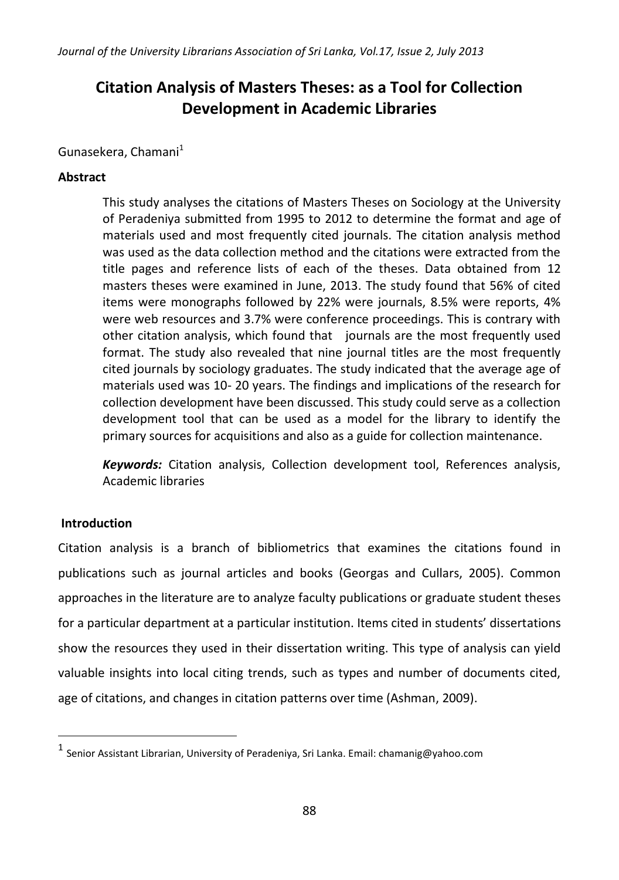# Citation Analysis of Masters Theses: as a Tool for Collection Development in Academic Libraries

Gunasekera, Chamani[1]

**Abstract**

This study analyses the citations of Masters Theses on Sociology at the University of Peradeniya submitted from 1995 to 2012 to determine the format and age of materials used and most frequently cited journals. The citation analysis method was used as the data collection method and the citations were extracted from the title pages and reference lists of each of the theses. Data obtained from 12 masters theses were examined in June, 2013. The study found that 56% of cited items were monographs followed by 22% were journals, 8.5% were reports, 4% were web resources and 3.7% were conference proceedings. This is contrary with other citation analysis, which found that journals are the most frequently used format. The study also revealed that nine journal titles are the most frequently cited journals by sociology graduates. The study indicated that the average age of materials used was 10- 20 years. The findings and implications of the research for collection development have been discussed. This study could serve as a collection development tool that can be used as a model for the library to identify the primary sources for acquisitions and also as a guide for collection maintenance.

***Keywords:*** Citation analysis, Collection development tool, References analysis, Academic libraries

## Introduction

Citation analysis is a branch of bibliometrics that examines the citations found in publications such as journal articles and books (Georgas and Cullars, 2005). Common approaches in the literature are to analyze faculty publications or graduate student theses for a particular department at a particular institution. Items cited in students' dissertations show the resources they used in their dissertation writing. This type of analysis can yield valuable insights into local citing trends, such as types and number of documents cited, age of citations, and changes in citation patterns over time (Ashman, 2009).

---

[1] Senior Assistant Librarian, University of Peradeniya, Sri Lanka. Email: chamanig@yahoo.com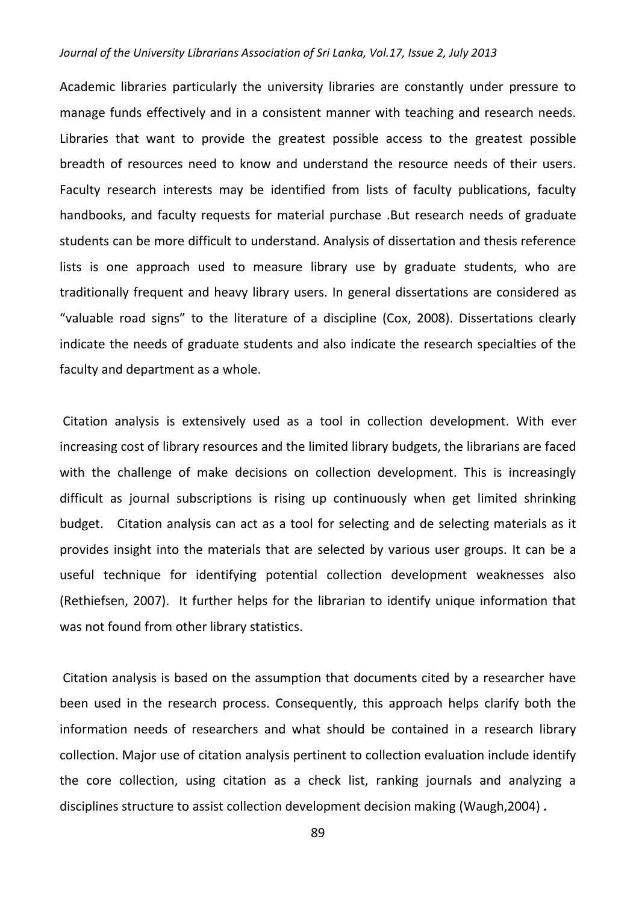Academic libraries particularly the university libraries are constantly under pressure to manage funds effectively and in a consistent manner with teaching and research needs. Libraries that want to provide the greatest possible access to the greatest possible breadth of resources need to know and understand the resource needs of their users. Faculty research interests may be identified from lists of faculty publications, faculty handbooks, and faculty requests for material purchase .But research needs of graduate students can be more difficult to understand. Analysis of dissertation and thesis reference lists is one approach used to measure library use by graduate students, who are traditionally frequent and heavy library users. In general dissertations are considered as "valuable road signs" to the literature of a discipline (Cox, 2008). Dissertations clearly indicate the needs of graduate students and also indicate the research specialties of the faculty and department as a whole.

Citation analysis is extensively used as a tool in collection development. With ever increasing cost of library resources and the limited library budgets, the librarians are faced with the challenge of make decisions on collection development. This is increasingly difficult as journal subscriptions is rising up continuously when get limited shrinking budget. Citation analysis can act as a tool for selecting and de selecting materials as it provides insight into the materials that are selected by various user groups. It can be a useful technique for identifying potential collection development weaknesses also (Rethiefsen, 2007). It further helps for the librarian to identify unique information that was not found from other library statistics.

Citation analysis is based on the assumption that documents cited by a researcher have been used in the research process. Consequently, this approach helps clarify both the information needs of researchers and what should be contained in a research library collection. Major use of citation analysis pertinent to collection evaluation include identify the core collection, using citation as a check list, ranking journals and analyzing a disciplines structure to assist collection development decision making (Waugh,2004) **.**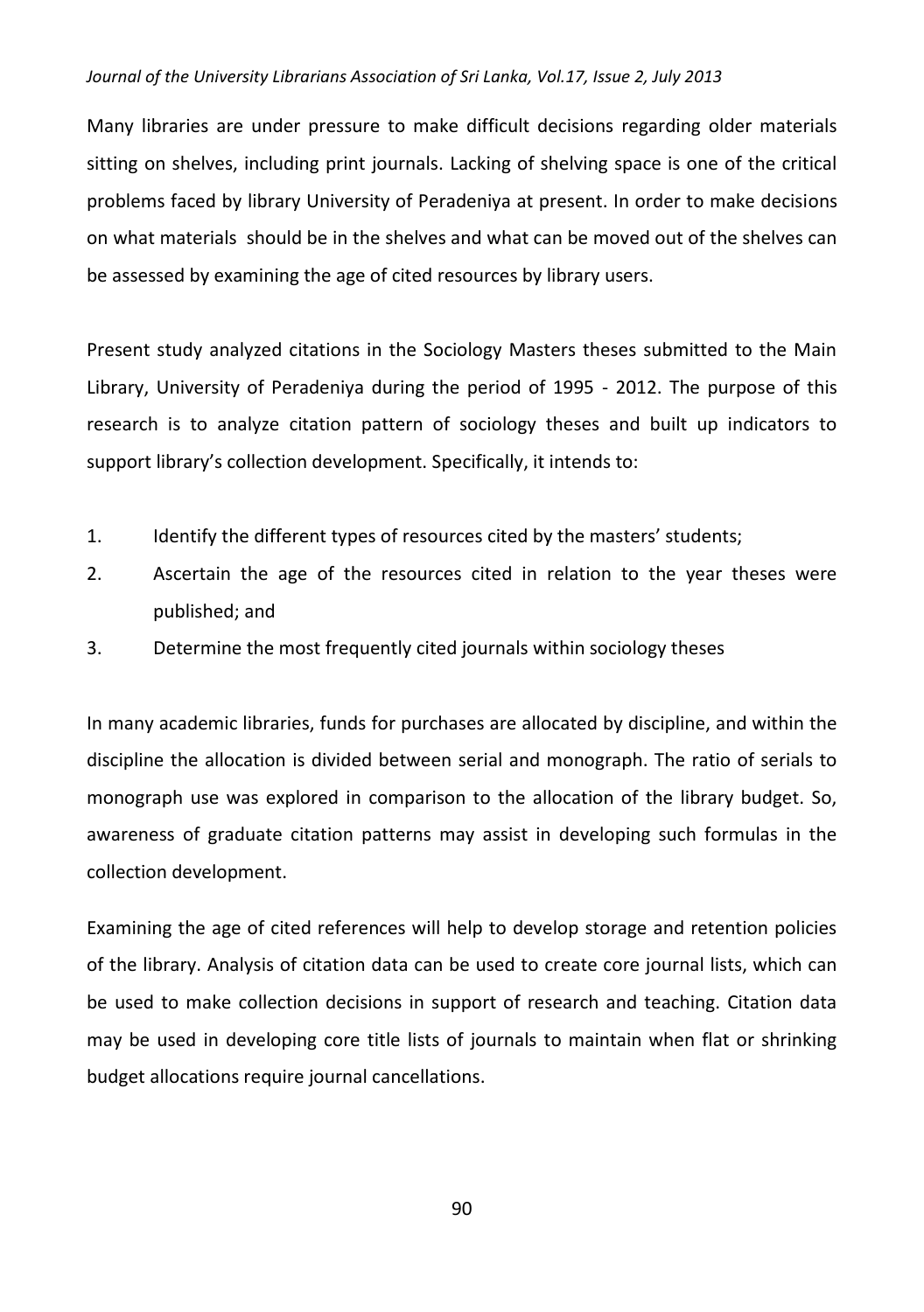Many libraries are under pressure to make difficult decisions regarding older materials sitting on shelves, including print journals. Lacking of shelving space is one of the critical problems faced by library University of Peradeniya at present. In order to make decisions on what materials should be in the shelves and what can be moved out of the shelves can be assessed by examining the age of cited resources by library users.

Present study analyzed citations in the Sociology Masters theses submitted to the Main Library, University of Peradeniya during the period of 1995 - 2012. The purpose of this research is to analyze citation pattern of sociology theses and built up indicators to support library's collection development. Specifically, it intends to:

1. Identify the different types of resources cited by the masters' students;
2. Ascertain the age of the resources cited in relation to the year theses were published; and
3. Determine the most frequently cited journals within sociology theses

In many academic libraries, funds for purchases are allocated by discipline, and within the discipline the allocation is divided between serial and monograph. The ratio of serials to monograph use was explored in comparison to the allocation of the library budget. So, awareness of graduate citation patterns may assist in developing such formulas in the collection development.

Examining the age of cited references will help to develop storage and retention policies of the library. Analysis of citation data can be used to create core journal lists, which can be used to make collection decisions in support of research and teaching. Citation data may be used in developing core title lists of journals to maintain when flat or shrinking budget allocations require journal cancellations.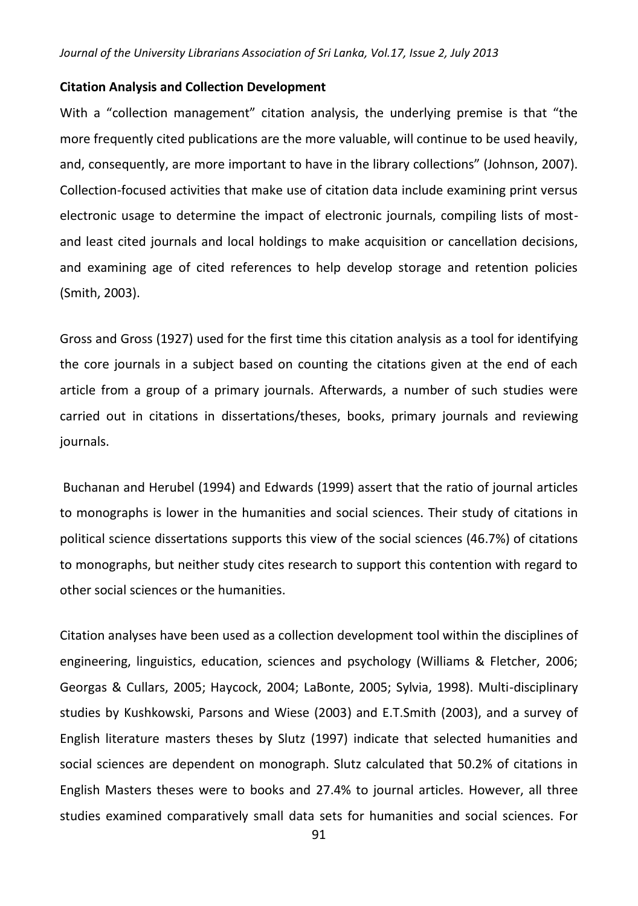**Citation Analysis and Collection Development**

With a "collection management" citation analysis, the underlying premise is that "the more frequently cited publications are the more valuable, will continue to be used heavily, and, consequently, are more important to have in the library collections" (Johnson, 2007). Collection-focused activities that make use of citation data include examining print versus electronic usage to determine the impact of electronic journals, compiling lists of most- and least cited journals and local holdings to make acquisition or cancellation decisions, and examining age of cited references to help develop storage and retention policies (Smith, 2003).

Gross and Gross (1927) used for the first time this citation analysis as a tool for identifying the core journals in a subject based on counting the citations given at the end of each article from a group of a primary journals. Afterwards, a number of such studies were carried out in citations in dissertations/theses, books, primary journals and reviewing journals.

Buchanan and Herubel (1994) and Edwards (1999) assert that the ratio of journal articles to monographs is lower in the humanities and social sciences. Their study of citations in political science dissertations supports this view of the social sciences (46.7%) of citations to monographs, but neither study cites research to support this contention with regard to other social sciences or the humanities.

Citation analyses have been used as a collection development tool within the disciplines of engineering, linguistics, education, sciences and psychology (Williams & Fletcher, 2006; Georgas & Cullars, 2005; Haycock, 2004; LaBonte, 2005; Sylvia, 1998). Multi-disciplinary studies by Kushkowski, Parsons and Wiese (2003) and E.T.Smith (2003), and a survey of English literature masters theses by Slutz (1997) indicate that selected humanities and social sciences are dependent on monograph. Slutz calculated that 50.2% of citations in English Masters theses were to books and 27.4% to journal articles. However, all three studies examined comparatively small data sets for humanities and social sciences. For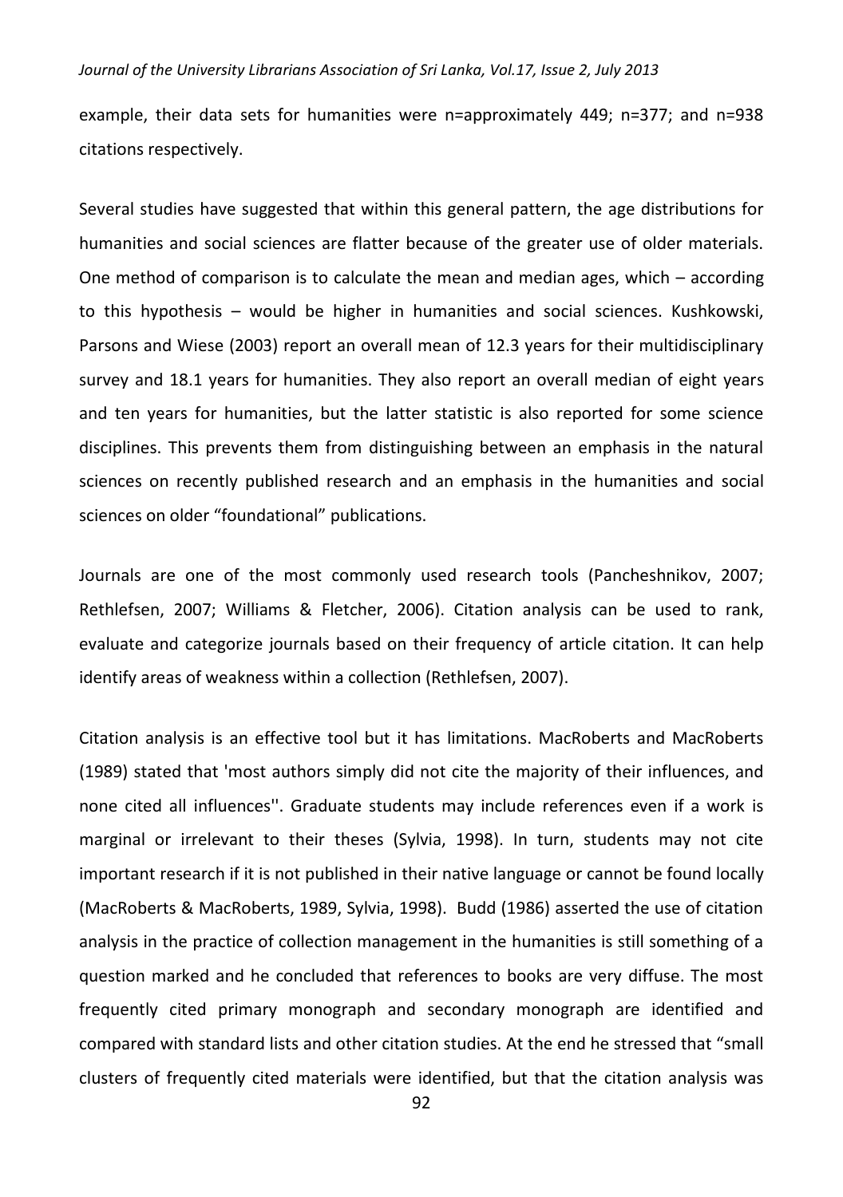example, their data sets for humanities were n=approximately 449; n=377; and n=938 citations respectively.

Several studies have suggested that within this general pattern, the age distributions for humanities and social sciences are flatter because of the greater use of older materials. One method of comparison is to calculate the mean and median ages, which – according to this hypothesis – would be higher in humanities and social sciences. Kushkowski, Parsons and Wiese (2003) report an overall mean of 12.3 years for their multidisciplinary survey and 18.1 years for humanities. They also report an overall median of eight years and ten years for humanities, but the latter statistic is also reported for some science disciplines. This prevents them from distinguishing between an emphasis in the natural sciences on recently published research and an emphasis in the humanities and social sciences on older "foundational" publications.

Journals are one of the most commonly used research tools (Pancheshnikov, 2007; Rethlefsen, 2007; Williams & Fletcher, 2006). Citation analysis can be used to rank, evaluate and categorize journals based on their frequency of article citation. It can help identify areas of weakness within a collection (Rethlefsen, 2007).

Citation analysis is an effective tool but it has limitations. MacRoberts and MacRoberts (1989) stated that 'most authors simply did not cite the majority of their influences, and none cited all influences''. Graduate students may include references even if a work is marginal or irrelevant to their theses (Sylvia, 1998). In turn, students may not cite important research if it is not published in their native language or cannot be found locally (MacRoberts & MacRoberts, 1989, Sylvia, 1998). Budd (1986) asserted the use of citation analysis in the practice of collection management in the humanities is still something of a question marked and he concluded that references to books are very diffuse. The most frequently cited primary monograph and secondary monograph are identified and compared with standard lists and other citation studies. At the end he stressed that "small clusters of frequently cited materials were identified, but that the citation analysis was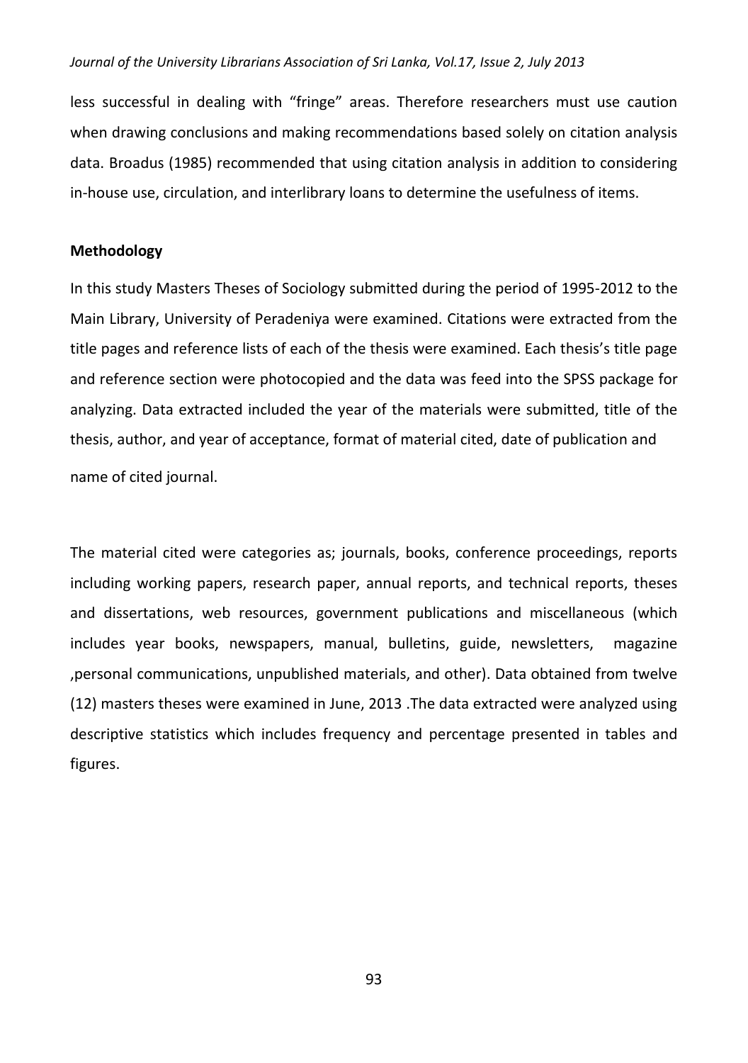less successful in dealing with "fringe" areas. Therefore researchers must use caution when drawing conclusions and making recommendations based solely on citation analysis data. Broadus (1985) recommended that using citation analysis in addition to considering in-house use, circulation, and interlibrary loans to determine the usefulness of items.

**Methodology**

In this study Masters Theses of Sociology submitted during the period of 1995-2012 to the Main Library, University of Peradeniya were examined. Citations were extracted from the title pages and reference lists of each of the thesis were examined. Each thesis's title page and reference section were photocopied and the data was feed into the SPSS package for analyzing. Data extracted included the year of the materials were submitted, title of the thesis, author, and year of acceptance, format of material cited, date of publication and name of cited journal.

The material cited were categories as; journals, books, conference proceedings, reports including working papers, research paper, annual reports, and technical reports, theses and dissertations, web resources, government publications and miscellaneous (which includes year books, newspapers, manual, bulletins, guide, newsletters, magazine ,personal communications, unpublished materials, and other). Data obtained from twelve (12) masters theses were examined in June, 2013 .The data extracted were analyzed using descriptive statistics which includes frequency and percentage presented in tables and figures.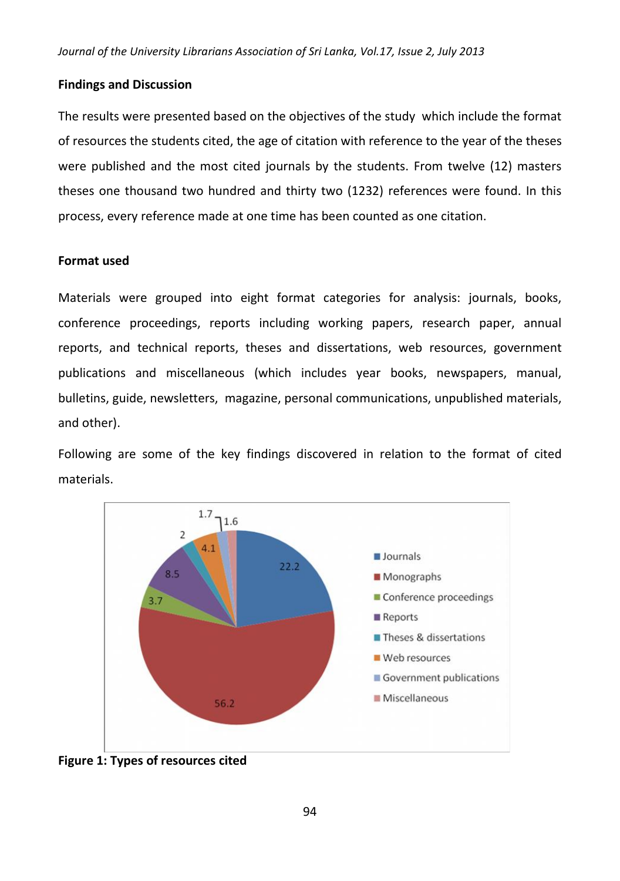## Findings and Discussion

The results were presented based on the objectives of the study which include the format of resources the students cited, the age of citation with reference to the year of the theses were published and the most cited journals by the students. From twelve (12) masters theses one thousand two hundred and thirty two (1232) references were found. In this process, every reference made at one time has been counted as one citation.

### Format used

Materials were grouped into eight format categories for analysis: journals, books, conference proceedings, reports including working papers, research paper, annual reports, and technical reports, theses and dissertations, web resources, government publications and miscellaneous (which includes year books, newspapers, manual, bulletins, guide, newsletters, magazine, personal communications, unpublished materials, and other).

Following are some of the key findings discovered in relation to the format of cited materials.

**Figure 1: Types of resources cited**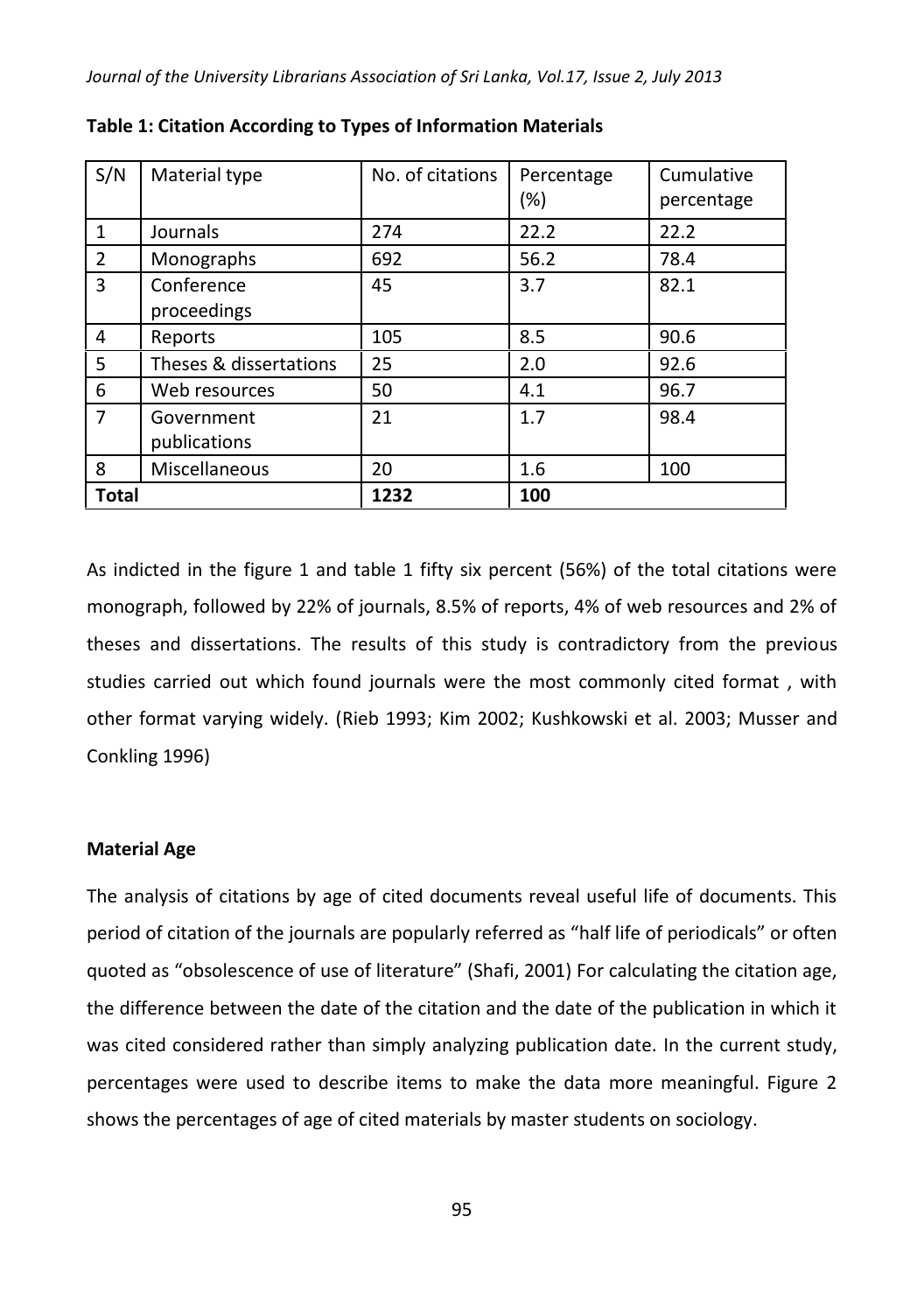**Table 1: Citation According to Types of Information Materials**

| S/N | Material type | No. of citations | Percentage (%) | Cumulative percentage |
|---|---|---|---|---|
| 1 | Journals | 274 | 22.2 | 22.2 |
| 2 | Monographs | 692 | 56.2 | 78.4 |
| 3 | Conference proceedings | 45 | 3.7 | 82.1 |
| 4 | Reports | 105 | 8.5 | 90.6 |
| 5 | Theses & dissertations | 25 | 2.0 | 92.6 |
| 6 | Web resources | 50 | 4.1 | 96.7 |
| 7 | Government publications | 21 | 1.7 | 98.4 |
| 8 | Miscellaneous | 20 | 1.6 | 100 |
| **Total** | | **1232** | **100** | |

As indicted in the figure 1 and table 1 fifty six percent (56%) of the total citations were monograph, followed by 22% of journals, 8.5% of reports, 4% of web resources and 2% of theses and dissertations. The results of this study is contradictory from the previous studies carried out which found journals were the most commonly cited format , with other format varying widely. (Rieb 1993; Kim 2002; Kushkowski et al. 2003; Musser and Conkling 1996)

**Material Age**

The analysis of citations by age of cited documents reveal useful life of documents. This period of citation of the journals are popularly referred as "half life of periodicals" or often quoted as "obsolescence of use of literature" (Shafi, 2001) For calculating the citation age, the difference between the date of the citation and the date of the publication in which it was cited considered rather than simply analyzing publication date. In the current study, percentages were used to describe items to make the data more meaningful. Figure 2 shows the percentages of age of cited materials by master students on sociology.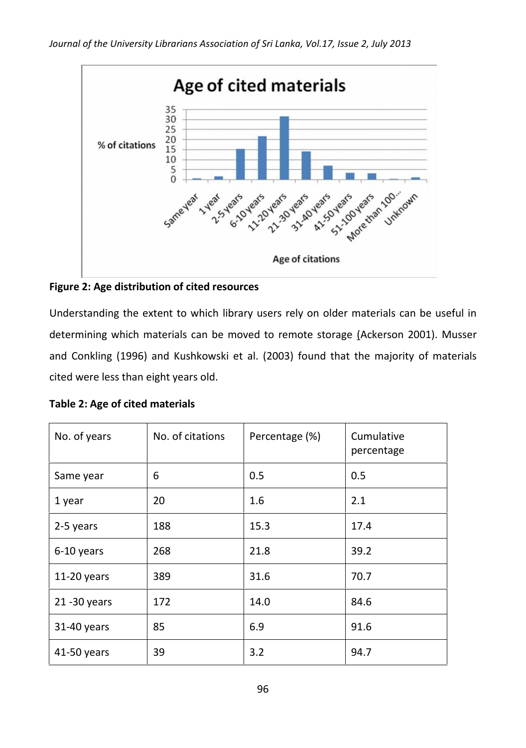**Figure 2: Age distribution of cited resources**

Understanding the extent to which library users rely on older materials can be useful in determining which materials can be moved to remote storage (Ackerson 2001). Musser and Conkling (1996) and Kushkowski et al. (2003) found that the majority of materials cited were less than eight years old.

**Table 2: Age of cited materials**

| No. of years | No. of citations | Percentage (%) | Cumulative percentage |
|---|---|---|---|
| Same year | 6 | 0.5 | 0.5 |
| 1 year | 20 | 1.6 | 2.1 |
| 2-5 years | 188 | 15.3 | 17.4 |
| 6-10 years | 268 | 21.8 | 39.2 |
| 11-20 years | 389 | 31.6 | 70.7 |
| 21 -30 years | 172 | 14.0 | 84.6 |
| 31-40 years | 85 | 6.9 | 91.6 |
| 41-50 years | 39 | 3.2 | 94.7 |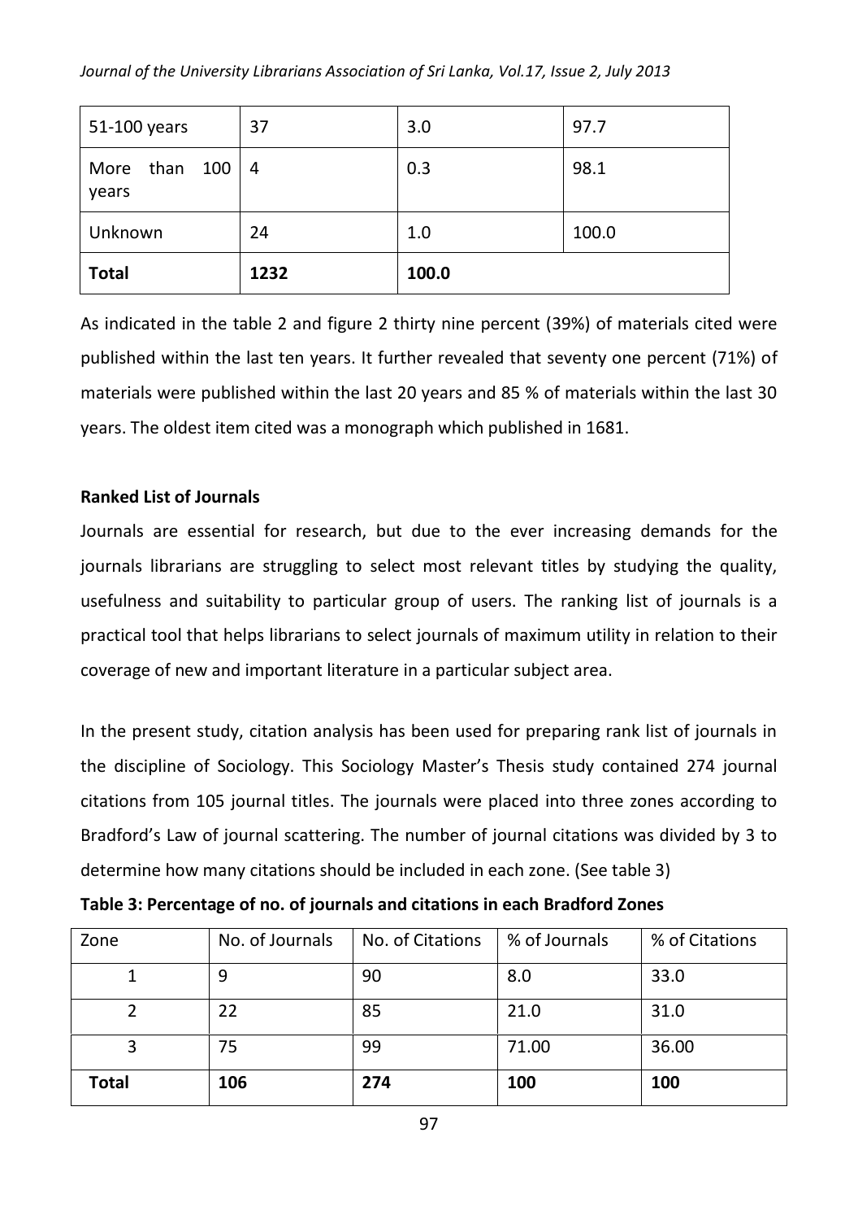| 51-100 years | 37 | 3.0 | 97.7 |
|---|---|---|---|
| More than 100 years | 4 | 0.3 | 98.1 |
| Unknown | 24 | 1.0 | 100.0 |
| **Total** | **1232** | **100.0** | |

As indicated in the table 2 and figure 2 thirty nine percent (39%) of materials cited were published within the last ten years. It further revealed that seventy one percent (71%) of materials were published within the last 20 years and 85 % of materials within the last 30 years. The oldest item cited was a monograph which published in 1681.

**Ranked List of Journals**

Journals are essential for research, but due to the ever increasing demands for the journals librarians are struggling to select most relevant titles by studying the quality, usefulness and suitability to particular group of users. The ranking list of journals is a practical tool that helps librarians to select journals of maximum utility in relation to their coverage of new and important literature in a particular subject area.

In the present study, citation analysis has been used for preparing rank list of journals in the discipline of Sociology. This Sociology Master's Thesis study contained 274 journal citations from 105 journal titles. The journals were placed into three zones according to Bradford's Law of journal scattering. The number of journal citations was divided by 3 to determine how many citations should be included in each zone. (See table 3)

**Table 3: Percentage of no. of journals and citations in each Bradford Zones**

| Zone | No. of Journals | No. of Citations | % of Journals | % of Citations |
|---|---|---|---|---|
| 1 | 9 | 90 | 8.0 | 33.0 |
| 2 | 22 | 85 | 21.0 | 31.0 |
| 3 | 75 | 99 | 71.00 | 36.00 |
| **Total** | **106** | **274** | **100** | **100** |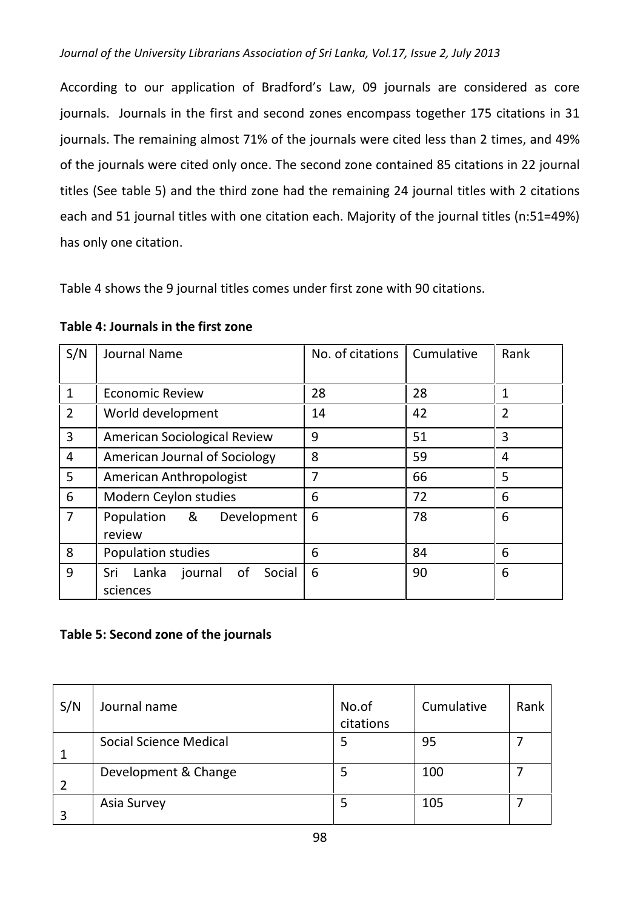According to our application of Bradford's Law, 09 journals are considered as core journals. Journals in the first and second zones encompass together 175 citations in 31 journals. The remaining almost 71% of the journals were cited less than 2 times, and 49% of the journals were cited only once. The second zone contained 85 citations in 22 journal titles (See table 5) and the third zone had the remaining 24 journal titles with 2 citations each and 51 journal titles with one citation each. Majority of the journal titles (n:51=49%) has only one citation.

Table 4 shows the 9 journal titles comes under first zone with 90 citations.

**Table 4: Journals in the first zone**

| S/N | Journal Name | No. of citations | Cumulative | Rank |
|---|---|---|---|---|
| 1 | Economic Review | 28 | 28 | 1 |
| 2 | World development | 14 | 42 | 2 |
| 3 | American Sociological Review | 9 | 51 | 3 |
| 4 | American Journal of Sociology | 8 | 59 | 4 |
| 5 | American Anthropologist | 7 | 66 | 5 |
| 6 | Modern Ceylon studies | 6 | 72 | 6 |
| 7 | Population & Development review | 6 | 78 | 6 |
| 8 | Population studies | 6 | 84 | 6 |
| 9 | Sri Lanka journal of Social sciences | 6 | 90 | 6 |

**Table 5: Second zone of the journals**

| S/N | Journal name | No.of citations | Cumulative | Rank |
|---|---|---|---|---|
| 1 | Social Science Medical | 5 | 95 | 7 |
| 2 | Development & Change | 5 | 100 | 7 |
| 3 | Asia Survey | 5 | 105 | 7 |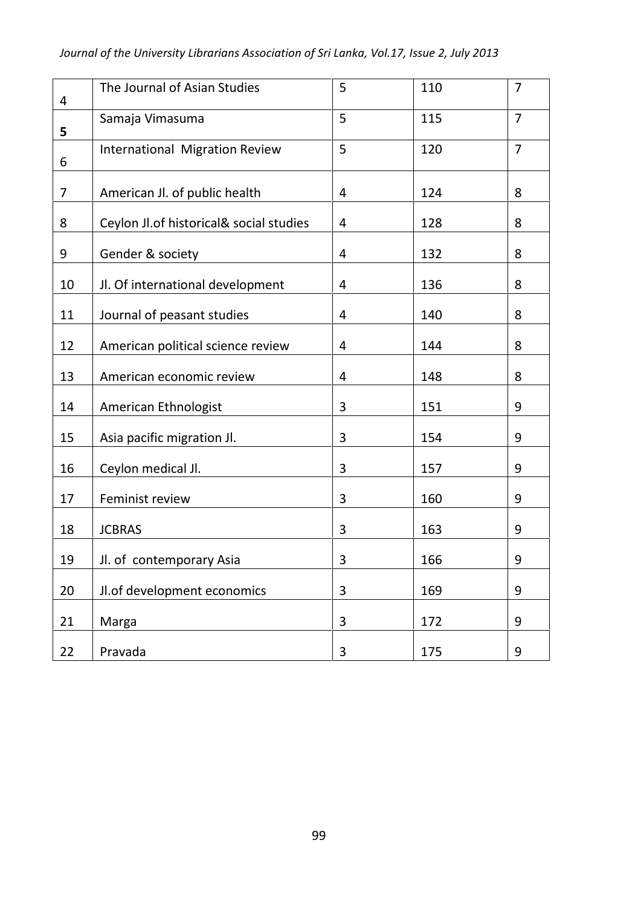| | | | | |
|---|---|---|---|---|
| 4 | The Journal of Asian Studies | 5 | 110 | 7 |
| **5** | Samaja Vimasuma | 5 | 115 | 7 |
| 6 | International  Migration Review | 5 | 120 | 7 |
| 7 | American Jl. of public health | 4 | 124 | 8 |
| 8 | Ceylon Jl.of historical& social studies | 4 | 128 | 8 |
| 9 | Gender & society | 4 | 132 | 8 |
| 10 | Jl. Of international development | 4 | 136 | 8 |
| 11 | Journal of peasant studies | 4 | 140 | 8 |
| 12 | American political science review | 4 | 144 | 8 |
| 13 | American economic review | 4 | 148 | 8 |
| 14 | American Ethnologist | 3 | 151 | 9 |
| 15 | Asia pacific migration Jl. | 3 | 154 | 9 |
| 16 | Ceylon medical Jl. | 3 | 157 | 9 |
| 17 | Feminist review | 3 | 160 | 9 |
| 18 | JCBRAS | 3 | 163 | 9 |
| 19 | Jl. of  contemporary Asia | 3 | 166 | 9 |
| 20 | Jl.of development economics | 3 | 169 | 9 |
| 21 | Marga | 3 | 172 | 9 |
| 22 | Pravada | 3 | 175 | 9 |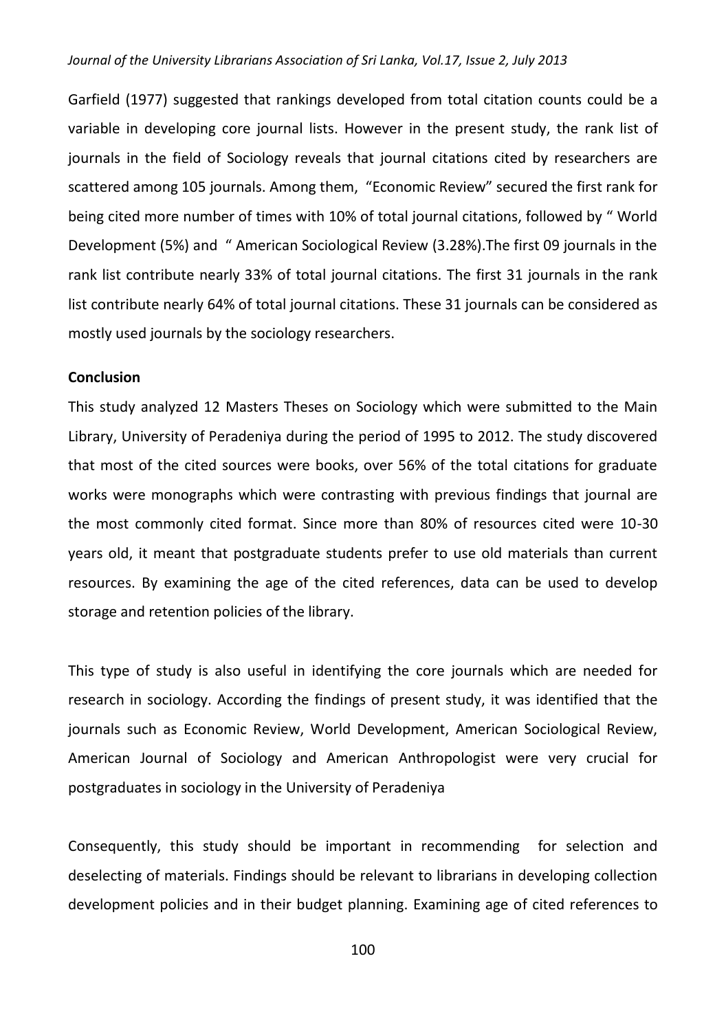Garfield (1977) suggested that rankings developed from total citation counts could be a variable in developing core journal lists. However in the present study, the rank list of journals in the field of Sociology reveals that journal citations cited by researchers are scattered among 105 journals. Among them, "Economic Review" secured the first rank for being cited more number of times with 10% of total journal citations, followed by " World Development (5%) and " American Sociological Review (3.28%).The first 09 journals in the rank list contribute nearly 33% of total journal citations. The first 31 journals in the rank list contribute nearly 64% of total journal citations. These 31 journals can be considered as mostly used journals by the sociology researchers.

**Conclusion**

This study analyzed 12 Masters Theses on Sociology which were submitted to the Main Library, University of Peradeniya during the period of 1995 to 2012. The study discovered that most of the cited sources were books, over 56% of the total citations for graduate works were monographs which were contrasting with previous findings that journal are the most commonly cited format. Since more than 80% of resources cited were 10-30 years old, it meant that postgraduate students prefer to use old materials than current resources. By examining the age of the cited references, data can be used to develop storage and retention policies of the library.

This type of study is also useful in identifying the core journals which are needed for research in sociology. According the findings of present study, it was identified that the journals such as Economic Review, World Development, American Sociological Review, American Journal of Sociology and American Anthropologist were very crucial for postgraduates in sociology in the University of Peradeniya

Consequently, this study should be important in recommending for selection and deselecting of materials. Findings should be relevant to librarians in developing collection development policies and in their budget planning. Examining age of cited references to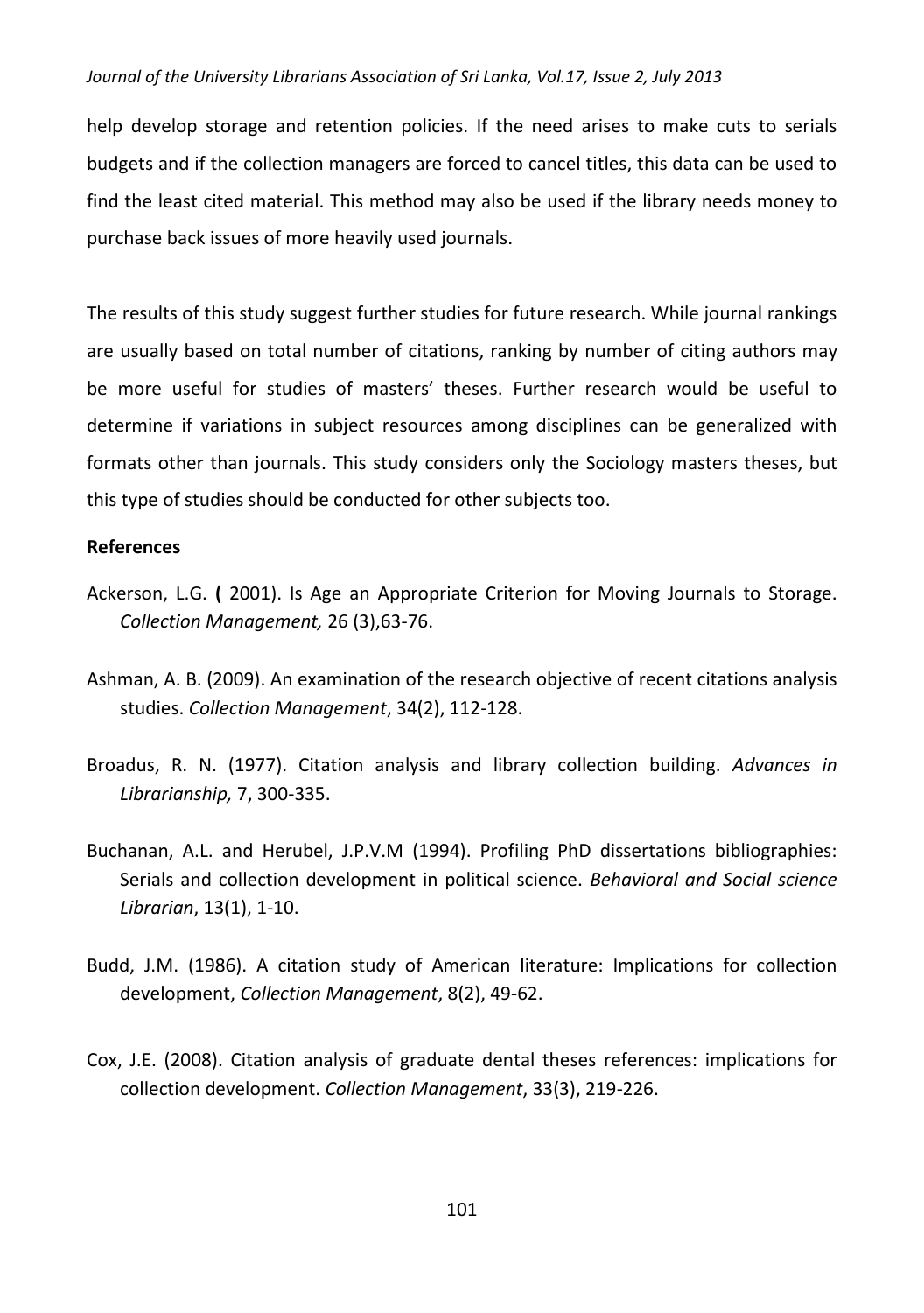help develop storage and retention policies. If the need arises to make cuts to serials budgets and if the collection managers are forced to cancel titles, this data can be used to find the least cited material. This method may also be used if the library needs money to purchase back issues of more heavily used journals.

The results of this study suggest further studies for future research. While journal rankings are usually based on total number of citations, ranking by number of citing authors may be more useful for studies of masters' theses. Further research would be useful to determine if variations in subject resources among disciplines can be generalized with formats other than journals. This study considers only the Sociology masters theses, but this type of studies should be conducted for other subjects too.

**References**

Ackerson, L.G. **(** 2001). Is Age an Appropriate Criterion for Moving Journals to Storage. *Collection Management,* 26 (3),63-76.

Ashman, A. B. (2009). An examination of the research objective of recent citations analysis studies. *Collection Management*, 34(2), 112-128.

Broadus, R. N. (1977). Citation analysis and library collection building. *Advances in Librarianship,* 7, 300-335.

Buchanan, A.L. and Herubel, J.P.V.M (1994). Profiling PhD dissertations bibliographies: Serials and collection development in political science. *Behavioral and Social science Librarian*, 13(1), 1-10.

Budd, J.M. (1986). A citation study of American literature: Implications for collection development, *Collection Management*, 8(2), 49-62.

Cox, J.E. (2008). Citation analysis of graduate dental theses references: implications for collection development. *Collection Management*, 33(3), 219-226.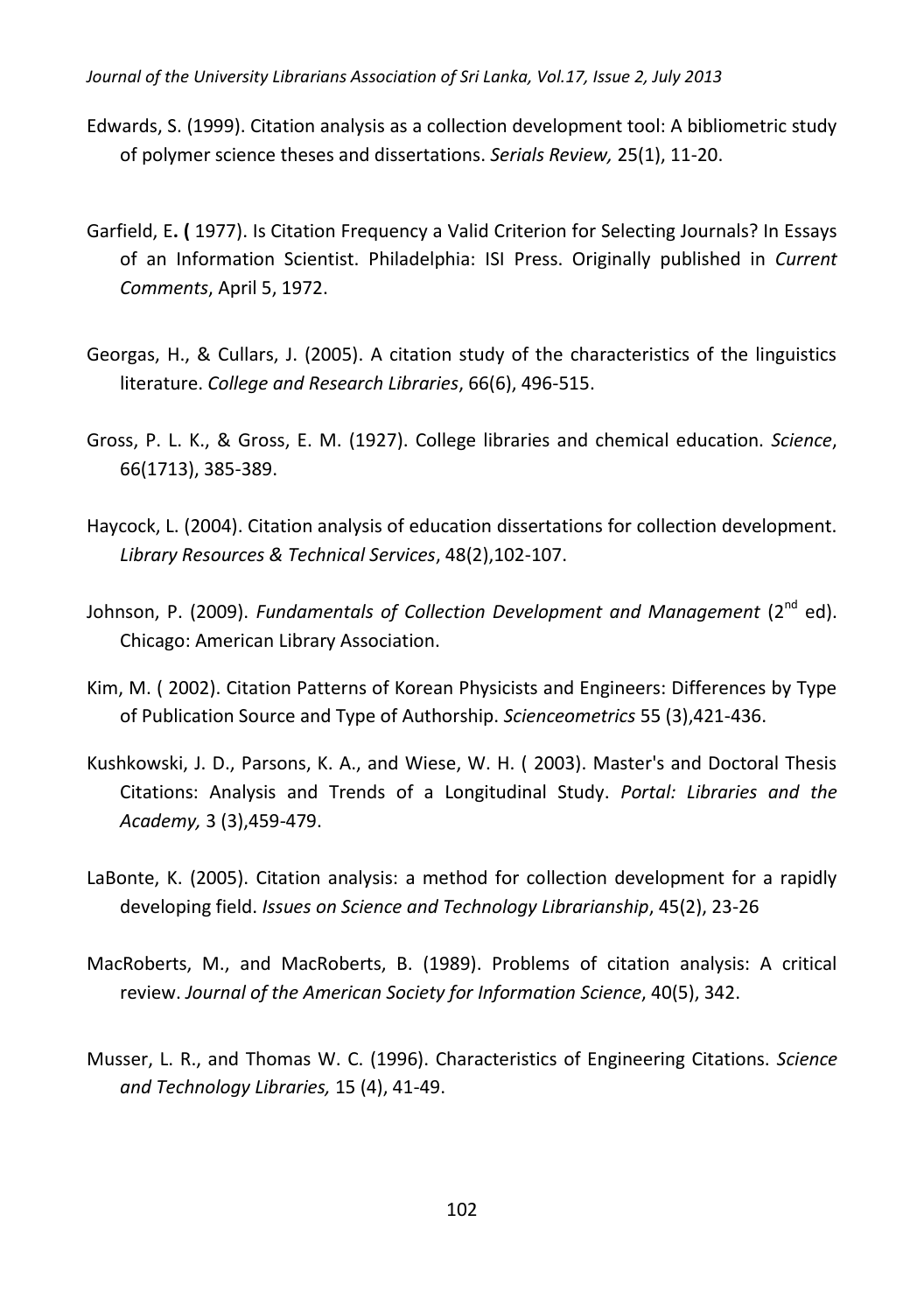Edwards, S. (1999). Citation analysis as a collection development tool: A bibliometric study of polymer science theses and dissertations. *Serials Review,* 25(1), 11-20.

Garfield, E**. (** 1977). Is Citation Frequency a Valid Criterion for Selecting Journals? In Essays of an Information Scientist. Philadelphia: ISI Press. Originally published in *Current Comments*, April 5, 1972.

Georgas, H., & Cullars, J. (2005). A citation study of the characteristics of the linguistics literature. *College and Research Libraries*, 66(6), 496-515.

Gross, P. L. K., & Gross, E. M. (1927). College libraries and chemical education. *Science*, 66(1713), 385-389.

Haycock, L. (2004). Citation analysis of education dissertations for collection development. *Library Resources & Technical Services*, 48(2),102-107.

Johnson, P. (2009). *Fundamentals of Collection Development and Management* (2nd ed). Chicago: American Library Association.

Kim, M. ( 2002). Citation Patterns of Korean Physicists and Engineers: Differences by Type of Publication Source and Type of Authorship. *Scienceometrics* 55 (3),421-436.

Kushkowski, J. D., Parsons, K. A., and Wiese, W. H. ( 2003). Master's and Doctoral Thesis Citations: Analysis and Trends of a Longitudinal Study. *Portal: Libraries and the Academy,* 3 (3),459-479.

LaBonte, K. (2005). Citation analysis: a method for collection development for a rapidly developing field. *Issues on Science and Technology Librarianship*, 45(2), 23-26

MacRoberts, M., and MacRoberts, B. (1989). Problems of citation analysis: A critical review. *Journal of the American Society for Information Science*, 40(5), 342.

Musser, L. R., and Thomas W. C. (1996). Characteristics of Engineering Citations. *Science and Technology Libraries,* 15 (4), 41-49.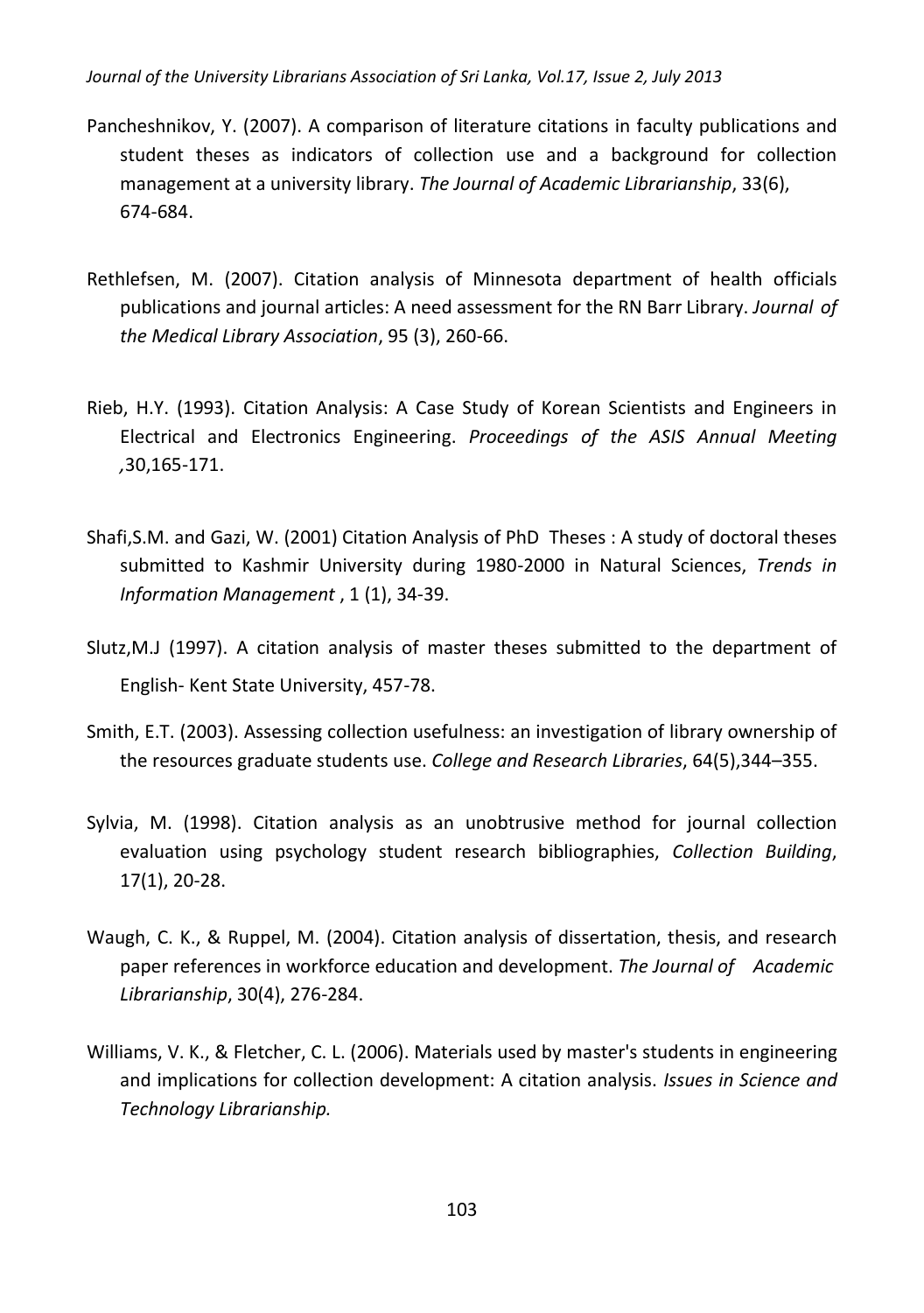Pancheshnikov, Y. (2007). A comparison of literature citations in faculty publications and student theses as indicators of collection use and a background for collection management at a university library. *The Journal of Academic Librarianship*, 33(6), 674-684.

Rethlefsen, M. (2007). Citation analysis of Minnesota department of health officials publications and journal articles: A need assessment for the RN Barr Library. *Journal of the Medical Library Association*, 95 (3), 260-66.

Rieb, H.Y. (1993). Citation Analysis: A Case Study of Korean Scientists and Engineers in Electrical and Electronics Engineering. *Proceedings of the ASIS Annual Meeting ,*30,165-171.

Shafi,S.M. and Gazi, W. (2001) Citation Analysis of PhD Theses : A study of doctoral theses submitted to Kashmir University during 1980-2000 in Natural Sciences, *Trends in Information Management* , 1 (1), 34-39.

Slutz,M.J (1997). A citation analysis of master theses submitted to the department of English- Kent State University, 457-78.

Smith, E.T. (2003). Assessing collection usefulness: an investigation of library ownership of the resources graduate students use. *College and Research Libraries*, 64(5),344–355.

Sylvia, M. (1998). Citation analysis as an unobtrusive method for journal collection evaluation using psychology student research bibliographies, *Collection Building*, 17(1), 20-28.

Waugh, C. K., & Ruppel, M. (2004). Citation analysis of dissertation, thesis, and research paper references in workforce education and development. *The Journal of Academic Librarianship*, 30(4), 276-284.

Williams, V. K., & Fletcher, C. L. (2006). Materials used by master's students in engineering and implications for collection development: A citation analysis. *Issues in Science and Technology Librarianship.*